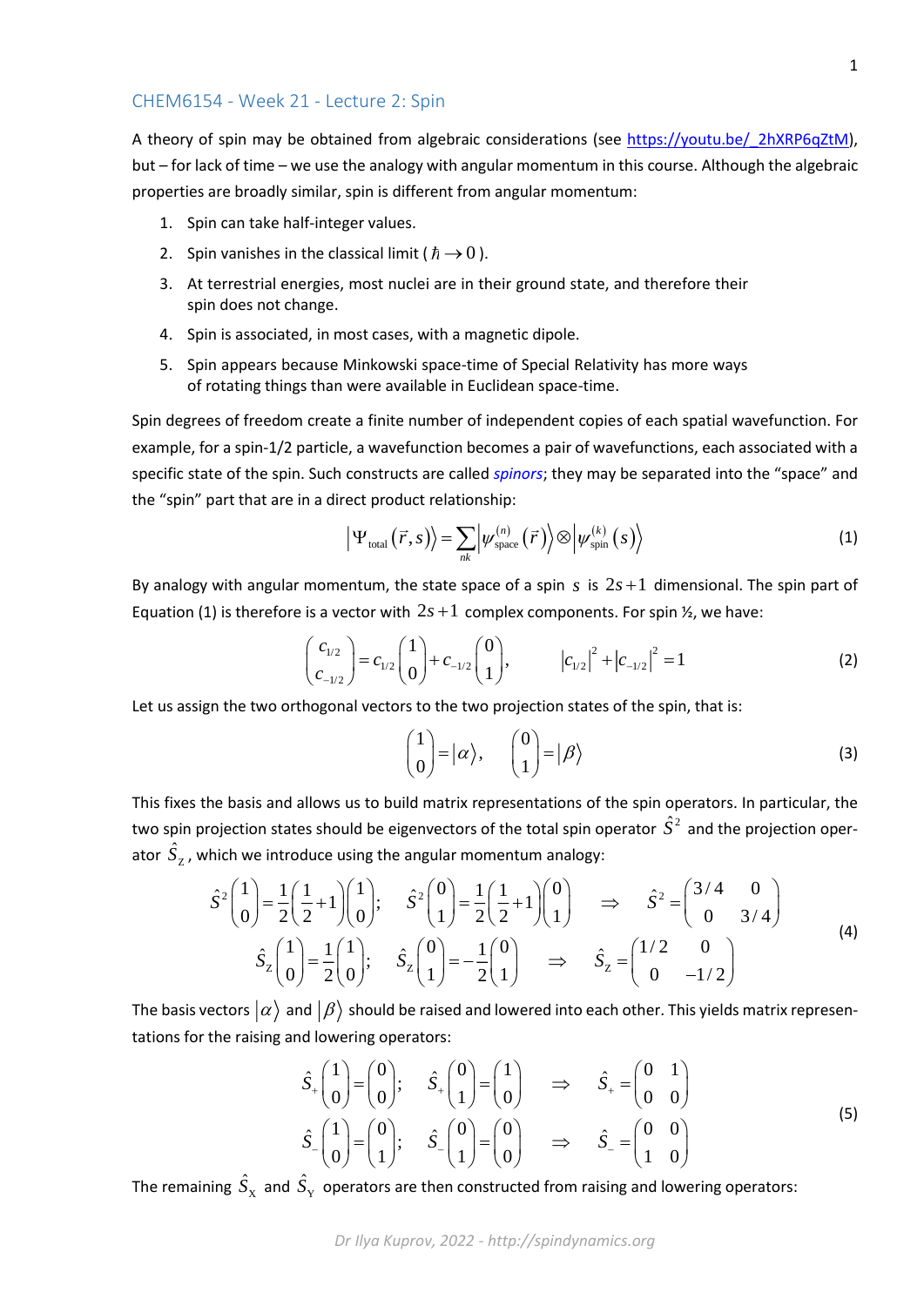## CHEM6154 - Week 21 - Lecture 2: Spin

A theory of spin may be obtained from algebraic considerations (see https://youtu.be/_2hXRP6qZtM), but – for lack of time – we use the analogy with angular momentum in this course. Although the algebraic properties are broadly similar, spin is different from angular momentum:

1. Spin can take half-integer values.
2. Spin vanishes in the classical limit ( $\hbar \to 0$ ).
3. At terrestrial energies, most nuclei are in their ground state, and therefore their spin does not change.
4. Spin is associated, in most cases, with a magnetic dipole.
5. Spin appears because Minkowski space-time of Special Relativity has more ways of rotating things than were available in Euclidean space-time.

Spin degrees of freedom create a finite number of independent copies of each spatial wavefunction. For example, for a spin-1/2 particle, a wavefunction becomes a pair of wavefunctions, each associated with a specific state of the spin. Such constructs are called *spinors*; they may be separated into the "space" and the "spin" part that are in a direct product relationship:

$$\left|\Psi_{\text{total}}\left(\vec{r},s\right)\right\rangle = \sum_{nk}\left|\psi_{\text{space}}^{(n)}\left(\vec{r}\right)\right\rangle \otimes \left|\psi_{\text{spin}}^{(k)}\left(s\right)\right\rangle \tag{1}$$

By analogy with angular momentum, the state space of a spin $s$ is $2s+1$ dimensional. The spin part of Equation (1) is therefore is a vector with $2s+1$ complex components. For spin ½, we have:

$$\begin{pmatrix} c_{1/2} \\ c_{-1/2} \end{pmatrix} = c_{1/2}\begin{pmatrix} 1 \\ 0 \end{pmatrix} + c_{-1/2}\begin{pmatrix} 0 \\ 1 \end{pmatrix}, \qquad \left|c_{1/2}\right|^2 + \left|c_{-1/2}\right|^2 = 1 \tag{2}$$

Let us assign the two orthogonal vectors to the two projection states of the spin, that is:

$$\begin{pmatrix} 1 \\ 0 \end{pmatrix} = \left|\alpha\right\rangle, \qquad \begin{pmatrix} 0 \\ 1 \end{pmatrix} = \left|\beta\right\rangle \tag{3}$$

This fixes the basis and allows us to build matrix representations of the spin operators. In particular, the two spin projection states should be eigenvectors of the total spin operator $\hat{S}^2$ and the projection operator $\hat{S}_{\text{Z}}$, which we introduce using the angular momentum analogy:

$$\begin{gathered} \hat{S}^2\begin{pmatrix} 1 \\ 0 \end{pmatrix} = \frac{1}{2}\left(\frac{1}{2}+1\right)\begin{pmatrix} 1 \\ 0 \end{pmatrix}; \quad \hat{S}^2\begin{pmatrix} 0 \\ 1 \end{pmatrix} = \frac{1}{2}\left(\frac{1}{2}+1\right)\begin{pmatrix} 0 \\ 1 \end{pmatrix} \quad \Rightarrow \quad \hat{S}^2 = \begin{pmatrix} 3/4 & 0 \\ 0 & 3/4 \end{pmatrix} \\ \hat{S}_{\text{Z}}\begin{pmatrix} 1 \\ 0 \end{pmatrix} = \frac{1}{2}\begin{pmatrix} 1 \\ 0 \end{pmatrix}; \quad \hat{S}_{\text{Z}}\begin{pmatrix} 0 \\ 1 \end{pmatrix} = -\frac{1}{2}\begin{pmatrix} 0 \\ 1 \end{pmatrix} \quad \Rightarrow \quad \hat{S}_{\text{Z}} = \begin{pmatrix} 1/2 & 0 \\ 0 & -1/2 \end{pmatrix} \end{gathered} \tag{4}$$

The basis vectors $\left|\alpha\right\rangle$ and $\left|\beta\right\rangle$ should be raised and lowered into each other. This yields matrix representations for the raising and lowering operators:

$$\begin{gathered} \hat{S}_+\begin{pmatrix} 1 \\ 0 \end{pmatrix} = \begin{pmatrix} 0 \\ 0 \end{pmatrix}; \quad \hat{S}_+\begin{pmatrix} 0 \\ 1 \end{pmatrix} = \begin{pmatrix} 1 \\ 0 \end{pmatrix} \quad \Rightarrow \quad \hat{S}_+ = \begin{pmatrix} 0 & 1 \\ 0 & 0 \end{pmatrix} \\ \hat{S}_-\begin{pmatrix} 1 \\ 0 \end{pmatrix} = \begin{pmatrix} 0 \\ 1 \end{pmatrix}; \quad \hat{S}_-\begin{pmatrix} 0 \\ 1 \end{pmatrix} = \begin{pmatrix} 0 \\ 0 \end{pmatrix} \quad \Rightarrow \quad \hat{S}_- = \begin{pmatrix} 0 & 0 \\ 1 & 0 \end{pmatrix} \end{gathered} \tag{5}$$

The remaining $\hat{S}_{\text{X}}$ and $\hat{S}_{\text{Y}}$ operators are then constructed from raising and lowering operators: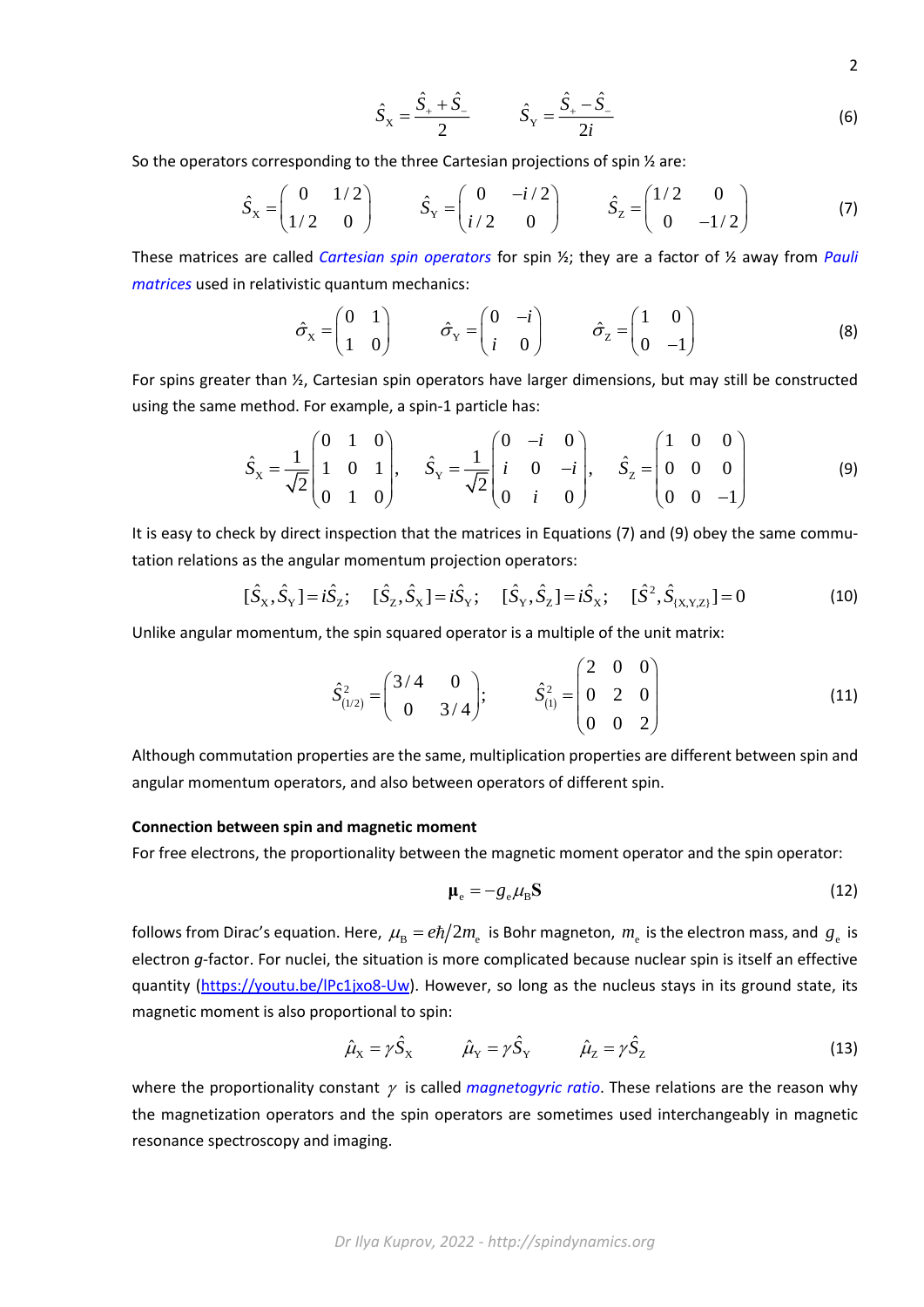$$\hat{S}_{\mathrm{X}} = \frac{\hat{S}_{+} + \hat{S}_{-}}{2} \qquad \hat{S}_{\mathrm{Y}} = \frac{\hat{S}_{+} - \hat{S}_{-}}{2i} \tag{6}$$

So the operators corresponding to the three Cartesian projections of spin ½ are:

$$\hat{S}_{\mathrm{X}} = \begin{pmatrix} 0 & 1/2 \\ 1/2 & 0 \end{pmatrix} \qquad \hat{S}_{\mathrm{Y}} = \begin{pmatrix} 0 & -i/2 \\ i/2 & 0 \end{pmatrix} \qquad \hat{S}_{\mathrm{Z}} = \begin{pmatrix} 1/2 & 0 \\ 0 & -1/2 \end{pmatrix} \tag{7}$$

These matrices are called *Cartesian spin operators* for spin ½; they are a factor of ½ away from *Pauli matrices* used in relativistic quantum mechanics:

$$\hat{\sigma}_{\mathrm{X}} = \begin{pmatrix} 0 & 1 \\ 1 & 0 \end{pmatrix} \qquad \hat{\sigma}_{\mathrm{Y}} = \begin{pmatrix} 0 & -i \\ i & 0 \end{pmatrix} \qquad \hat{\sigma}_{\mathrm{Z}} = \begin{pmatrix} 1 & 0 \\ 0 & -1 \end{pmatrix} \tag{8}$$

For spins greater than ½, Cartesian spin operators have larger dimensions, but may still be constructed using the same method. For example, a spin-1 particle has:

$$\hat{S}_{\mathrm{X}} = \frac{1}{\sqrt{2}} \begin{pmatrix} 0 & 1 & 0 \\ 1 & 0 & 1 \\ 0 & 1 & 0 \end{pmatrix}, \qquad \hat{S}_{\mathrm{Y}} = \frac{1}{\sqrt{2}} \begin{pmatrix} 0 & -i & 0 \\ i & 0 & -i \\ 0 & i & 0 \end{pmatrix}, \qquad \hat{S}_{\mathrm{Z}} = \begin{pmatrix} 1 & 0 & 0 \\ 0 & 0 & 0 \\ 0 & 0 & -1 \end{pmatrix} \tag{9}$$

It is easy to check by direct inspection that the matrices in Equations (7) and (9) obey the same commutation relations as the angular momentum projection operators:

$$[\hat{S}_{\mathrm{X}}, \hat{S}_{\mathrm{Y}}] = i\hat{S}_{\mathrm{Z}}; \quad [\hat{S}_{\mathrm{Z}}, \hat{S}_{\mathrm{X}}] = i\hat{S}_{\mathrm{Y}}; \quad [\hat{S}_{\mathrm{Y}}, \hat{S}_{\mathrm{Z}}] = i\hat{S}_{\mathrm{X}}; \quad [\hat{S}^2, \hat{S}_{\{\mathrm{X,Y,Z}\}}] = 0 \tag{10}$$

Unlike angular momentum, the spin squared operator is a multiple of the unit matrix:

$$\hat{S}^2_{(1/2)} = \begin{pmatrix} 3/4 & 0 \\ 0 & 3/4 \end{pmatrix}; \qquad \hat{S}^2_{(1)} = \begin{pmatrix} 2 & 0 & 0 \\ 0 & 2 & 0 \\ 0 & 0 & 2 \end{pmatrix} \tag{11}$$

Although commutation properties are the same, multiplication properties are different between spin and angular momentum operators, and also between operators of different spin.

**Connection between spin and magnetic moment**

For free electrons, the proportionality between the magnetic moment operator and the spin operator:

$$\boldsymbol{\mu}_{\mathrm{e}} = -g_{\mathrm{e}} \mu_{\mathrm{B}} \mathbf{S} \tag{12}$$

follows from Dirac's equation. Here, $\mu_{\mathrm{B}} = e\hbar/2m_{\mathrm{e}}$ is Bohr magneton, $m_{\mathrm{e}}$ is the electron mass, and $g_{\mathrm{e}}$ is electron *g*-factor. For nuclei, the situation is more complicated because nuclear spin is itself an effective quantity (https://youtu.be/lPc1jxo8-Uw). However, so long as the nucleus stays in its ground state, its magnetic moment is also proportional to spin:

$$\hat{\mu}_{\mathrm{X}} = \gamma \hat{S}_{\mathrm{X}} \qquad \hat{\mu}_{\mathrm{Y}} = \gamma \hat{S}_{\mathrm{Y}} \qquad \hat{\mu}_{\mathrm{Z}} = \gamma \hat{S}_{\mathrm{Z}} \tag{13}$$

where the proportionality constant $\gamma$ is called *magnetogyric ratio*. These relations are the reason why the magnetization operators and the spin operators are sometimes used interchangeably in magnetic resonance spectroscopy and imaging.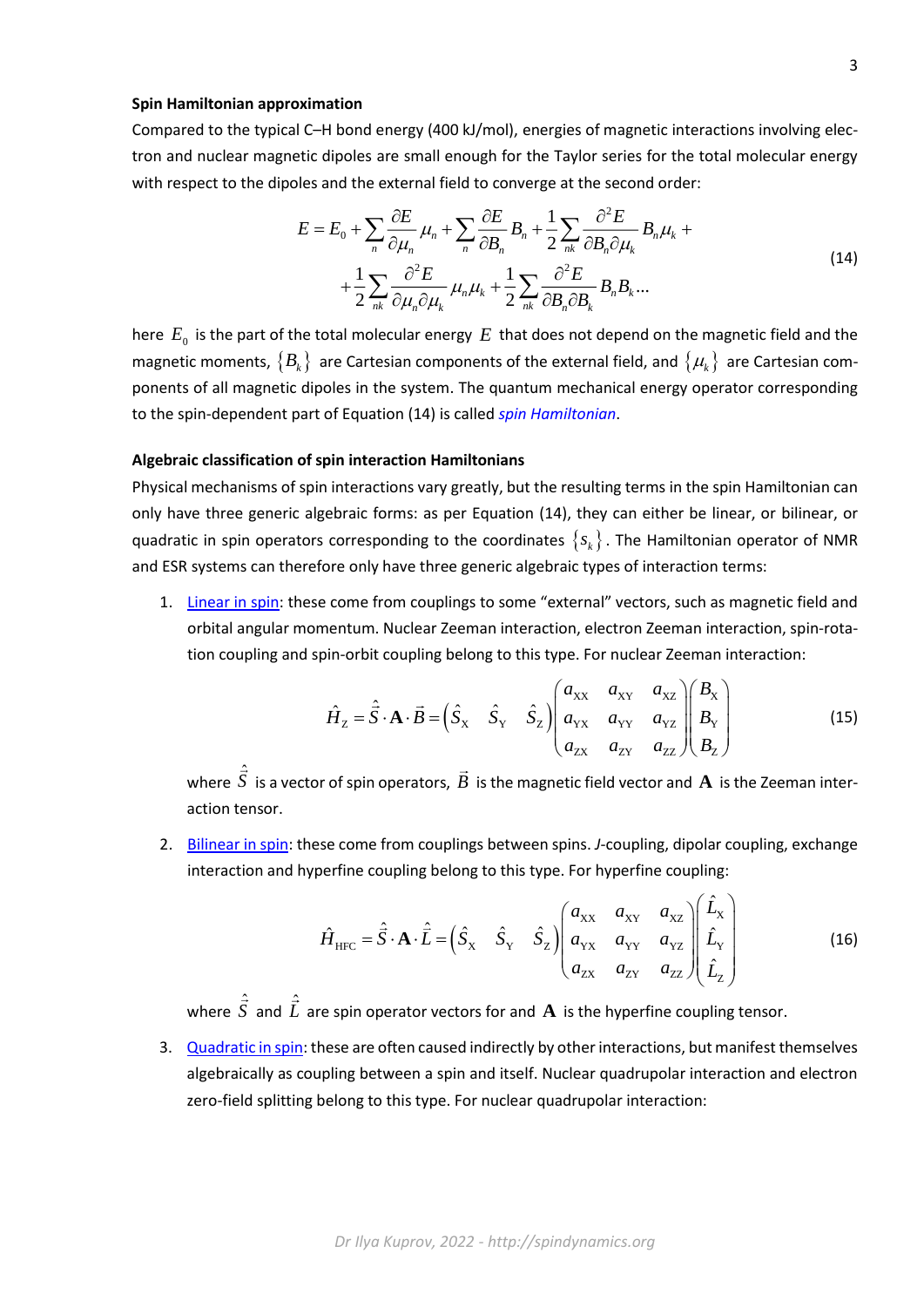**Spin Hamiltonian approximation**

Compared to the typical C–H bond energy (400 kJ/mol), energies of magnetic interactions involving electron and nuclear magnetic dipoles are small enough for the Taylor series for the total molecular energy with respect to the dipoles and the external field to converge at the second order:

$$
\begin{aligned}
E = E_0 + \sum_n \frac{\partial E}{\partial \mu_n}\mu_n + \sum_n \frac{\partial E}{\partial B_n} B_n + \frac{1}{2}\sum_{nk} \frac{\partial^2 E}{\partial B_n \partial \mu_k} B_n \mu_k + \\
+ \frac{1}{2}\sum_{nk} \frac{\partial^2 E}{\partial \mu_n \partial \mu_k}\mu_n \mu_k + \frac{1}{2}\sum_{nk} \frac{\partial^2 E}{\partial B_n \partial B_k} B_n B_k \ldots
\end{aligned}
\tag{14}
$$

here $E_0$ is the part of the total molecular energy $E$ that does not depend on the magnetic field and the magnetic moments, $\{B_k\}$ are Cartesian components of the external field, and $\{\mu_k\}$ are Cartesian components of all magnetic dipoles in the system. The quantum mechanical energy operator corresponding to the spin-dependent part of Equation (14) is called *spin Hamiltonian*.

**Algebraic classification of spin interaction Hamiltonians**

Physical mechanisms of spin interactions vary greatly, but the resulting terms in the spin Hamiltonian can only have three generic algebraic forms: as per Equation (14), they can either be linear, or bilinear, or quadratic in spin operators corresponding to the coordinates $\{s_k\}$. The Hamiltonian operator of NMR and ESR systems can therefore only have three generic algebraic types of interaction terms:

1. Linear in spin: these come from couplings to some "external" vectors, such as magnetic field and orbital angular momentum. Nuclear Zeeman interaction, electron Zeeman interaction, spin-rotation coupling and spin-orbit coupling belong to this type. For nuclear Zeeman interaction:

$$
\hat{H}_{\mathrm{Z}} = \hat{\vec{S}} \cdot \mathbf{A} \cdot \vec{B} = \begin{pmatrix} \hat{S}_{\mathrm{X}} & \hat{S}_{\mathrm{Y}} & \hat{S}_{\mathrm{Z}} \end{pmatrix} \begin{pmatrix} a_{\mathrm{XX}} & a_{\mathrm{XY}} & a_{\mathrm{XZ}} \\ a_{\mathrm{YX}} & a_{\mathrm{YY}} & a_{\mathrm{YZ}} \\ a_{\mathrm{ZX}} & a_{\mathrm{ZY}} & a_{\mathrm{ZZ}} \end{pmatrix} \begin{pmatrix} B_{\mathrm{X}} \\ B_{\mathrm{Y}} \\ B_{\mathrm{Z}} \end{pmatrix}
\tag{15}
$$

   where $\hat{\vec{S}}$ is a vector of spin operators, $\vec{B}$ is the magnetic field vector and $\mathbf{A}$ is the Zeeman interaction tensor.

2. Bilinear in spin: these come from couplings between spins. *J*-coupling, dipolar coupling, exchange interaction and hyperfine coupling belong to this type. For hyperfine coupling:

$$
\hat{H}_{\mathrm{HFC}} = \hat{\vec{S}} \cdot \mathbf{A} \cdot \hat{\vec{L}} = \begin{pmatrix} \hat{S}_{\mathrm{X}} & \hat{S}_{\mathrm{Y}} & \hat{S}_{\mathrm{Z}} \end{pmatrix} \begin{pmatrix} a_{\mathrm{XX}} & a_{\mathrm{XY}} & a_{\mathrm{XZ}} \\ a_{\mathrm{YX}} & a_{\mathrm{YY}} & a_{\mathrm{YZ}} \\ a_{\mathrm{ZX}} & a_{\mathrm{ZY}} & a_{\mathrm{ZZ}} \end{pmatrix} \begin{pmatrix} \hat{L}_{\mathrm{X}} \\ \hat{L}_{\mathrm{Y}} \\ \hat{L}_{\mathrm{Z}} \end{pmatrix}
\tag{16}
$$

   where $\hat{\vec{S}}$ and $\hat{\vec{L}}$ are spin operator vectors for and $\mathbf{A}$ is the hyperfine coupling tensor.

3. Quadratic in spin: these are often caused indirectly by other interactions, but manifest themselves algebraically as coupling between a spin and itself. Nuclear quadrupolar interaction and electron zero-field splitting belong to this type. For nuclear quadrupolar interaction: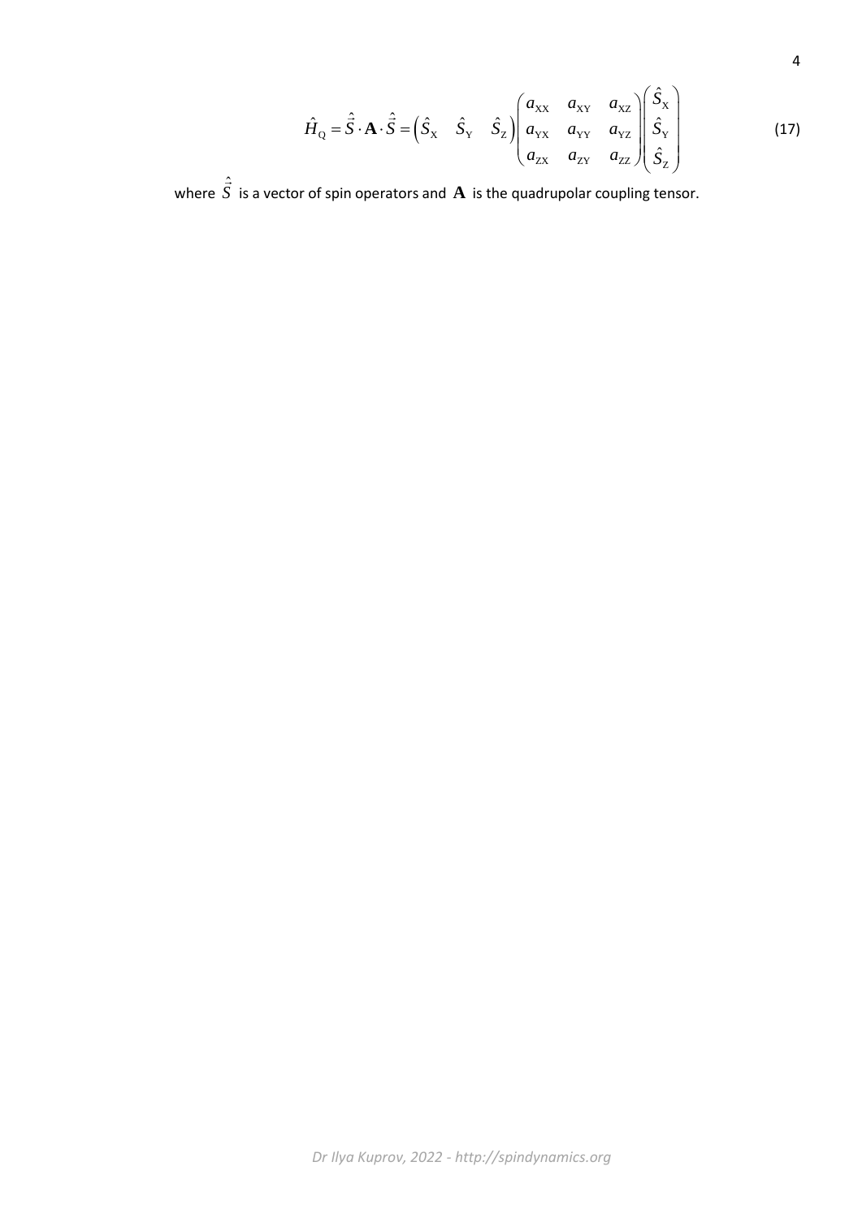$$\hat{H}_{\mathrm{Q}} = \hat{\vec{S}} \cdot \mathbf{A} \cdot \hat{\vec{S}} = \begin{pmatrix} \hat{S}_{\mathrm{X}} & \hat{S}_{\mathrm{Y}} & \hat{S}_{\mathrm{Z}} \end{pmatrix} \begin{pmatrix} a_{\mathrm{XX}} & a_{\mathrm{XY}} & a_{\mathrm{XZ}} \\ a_{\mathrm{YX}} & a_{\mathrm{YY}} & a_{\mathrm{YZ}} \\ a_{\mathrm{ZX}} & a_{\mathrm{ZY}} & a_{\mathrm{ZZ}} \end{pmatrix} \begin{pmatrix} \hat{S}_{\mathrm{X}} \\ \hat{S}_{\mathrm{Y}} \\ \hat{S}_{\mathrm{Z}} \end{pmatrix} \tag{17}$$

where $\hat{\vec{S}}$ is a vector of spin operators and $\mathbf{A}$ is the quadrupolar coupling tensor.